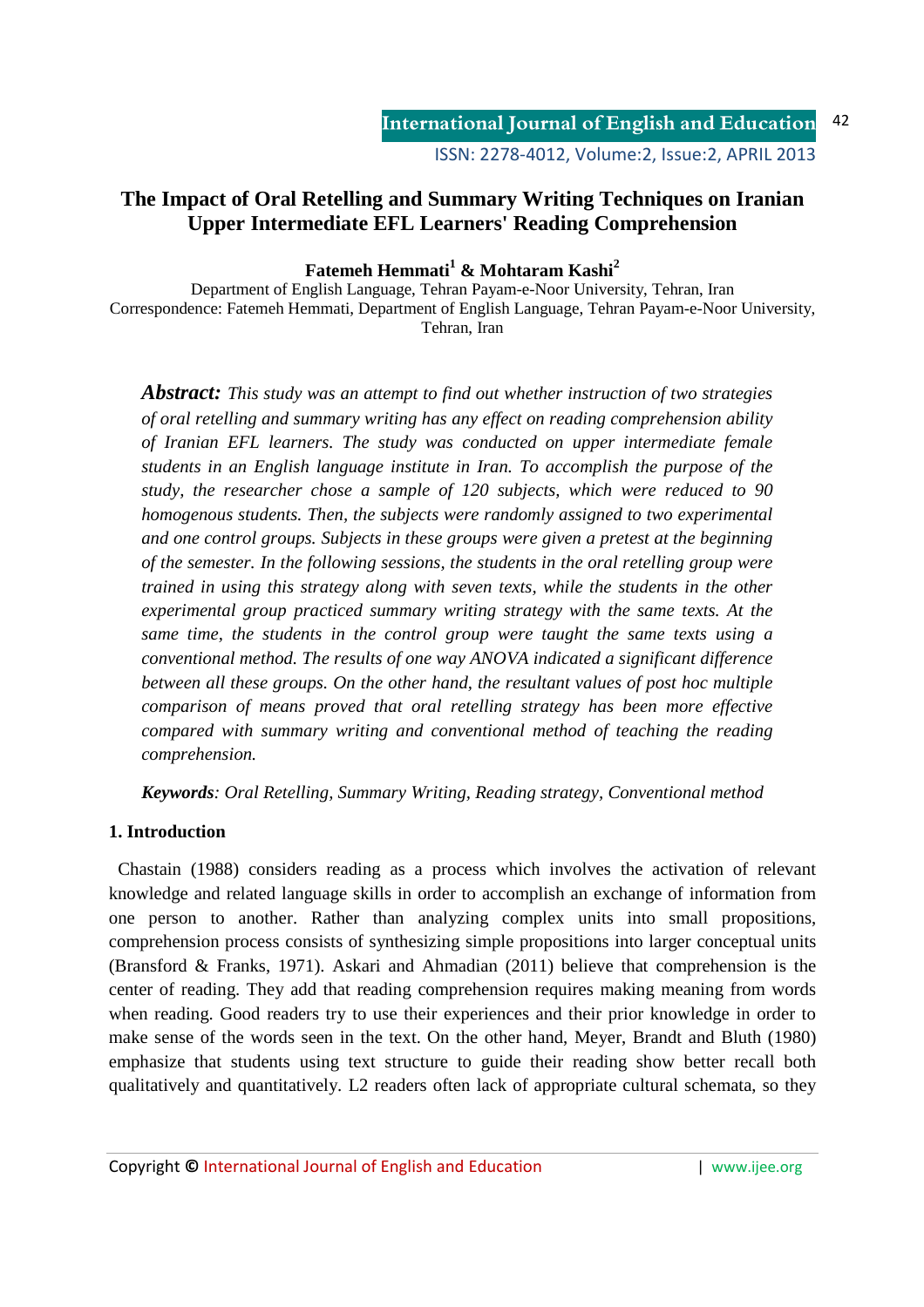# The Impact of Oral Retelling and Summary Writing Techniques on Iranian Upper Intermediate EFL Learners' Reading Comprehension

**Fatemeh Hemmati[1] & Mohtaram Kashi[2]**

Department of English Language, Tehran Payam-e-Noor University, Tehran, Iran

Correspondence: Fatemeh Hemmati, Department of English Language, Tehran Payam-e-Noor University, Tehran, Iran

***Abstract:*** *This study was an attempt to find out whether instruction of two strategies of oral retelling and summary writing has any effect on reading comprehension ability of Iranian EFL learners. The study was conducted on upper intermediate female students in an English language institute in Iran. To accomplish the purpose of the study, the researcher chose a sample of 120 subjects, which were reduced to 90 homogenous students. Then, the subjects were randomly assigned to two experimental and one control groups. Subjects in these groups were given a pretest at the beginning of the semester. In the following sessions, the students in the oral retelling group were trained in using this strategy along with seven texts, while the students in the other experimental group practiced summary writing strategy with the same texts. At the same time, the students in the control group were taught the same texts using a conventional method. The results of one way ANOVA indicated a significant difference between all these groups. On the other hand, the resultant values of post hoc multiple comparison of means proved that oral retelling strategy has been more effective compared with summary writing and conventional method of teaching the reading comprehension.*

***Keywords****: Oral Retelling, Summary Writing, Reading strategy, Conventional method*

## 1. Introduction

Chastain (1988) considers reading as a process which involves the activation of relevant knowledge and related language skills in order to accomplish an exchange of information from one person to another. Rather than analyzing complex units into small propositions, comprehension process consists of synthesizing simple propositions into larger conceptual units (Bransford & Franks, 1971). Askari and Ahmadian (2011) believe that comprehension is the center of reading. They add that reading comprehension requires making meaning from words when reading. Good readers try to use their experiences and their prior knowledge in order to make sense of the words seen in the text. On the other hand, Meyer, Brandt and Bluth (1980) emphasize that students using text structure to guide their reading show better recall both qualitatively and quantitatively. L2 readers often lack of appropriate cultural schemata, so they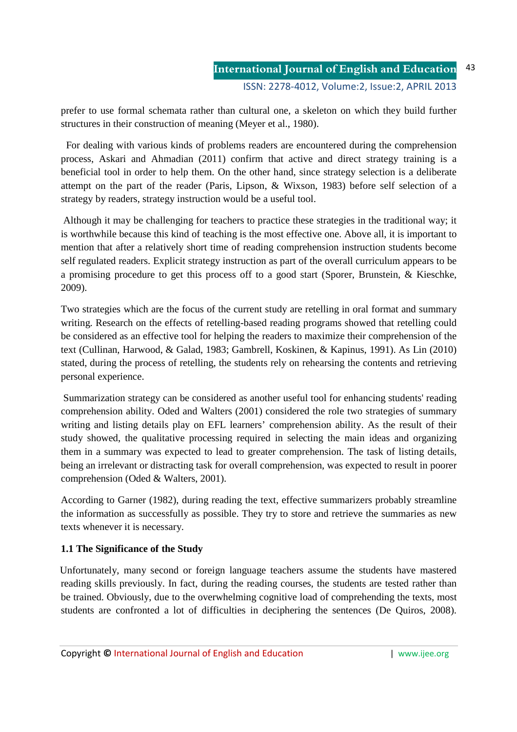prefer to use formal schemata rather than cultural one, a skeleton on which they build further structures in their construction of meaning (Meyer et al., 1980).

For dealing with various kinds of problems readers are encountered during the comprehension process, Askari and Ahmadian (2011) confirm that active and direct strategy training is a beneficial tool in order to help them. On the other hand, since strategy selection is a deliberate attempt on the part of the reader (Paris, Lipson, & Wixson, 1983) before self selection of a strategy by readers, strategy instruction would be a useful tool.

Although it may be challenging for teachers to practice these strategies in the traditional way; it is worthwhile because this kind of teaching is the most effective one. Above all, it is important to mention that after a relatively short time of reading comprehension instruction students become self regulated readers. Explicit strategy instruction as part of the overall curriculum appears to be a promising procedure to get this process off to a good start (Sporer, Brunstein, & Kieschke, 2009).

Two strategies which are the focus of the current study are retelling in oral format and summary writing. Research on the effects of retelling-based reading programs showed that retelling could be considered as an effective tool for helping the readers to maximize their comprehension of the text (Cullinan, Harwood, & Galad, 1983; Gambrell, Koskinen, & Kapinus, 1991). As Lin (2010) stated, during the process of retelling, the students rely on rehearsing the contents and retrieving personal experience.

Summarization strategy can be considered as another useful tool for enhancing students' reading comprehension ability. Oded and Walters (2001) considered the role two strategies of summary writing and listing details play on EFL learners' comprehension ability. As the result of their study showed, the qualitative processing required in selecting the main ideas and organizing them in a summary was expected to lead to greater comprehension. The task of listing details, being an irrelevant or distracting task for overall comprehension, was expected to result in poorer comprehension (Oded & Walters, 2001).

According to Garner (1982), during reading the text, effective summarizers probably streamline the information as successfully as possible. They try to store and retrieve the summaries as new texts whenever it is necessary.

### 1.1 The Significance of the Study

Unfortunately, many second or foreign language teachers assume the students have mastered reading skills previously. In fact, during the reading courses, the students are tested rather than be trained. Obviously, due to the overwhelming cognitive load of comprehending the texts, most students are confronted a lot of difficulties in deciphering the sentences (De Quiros, 2008).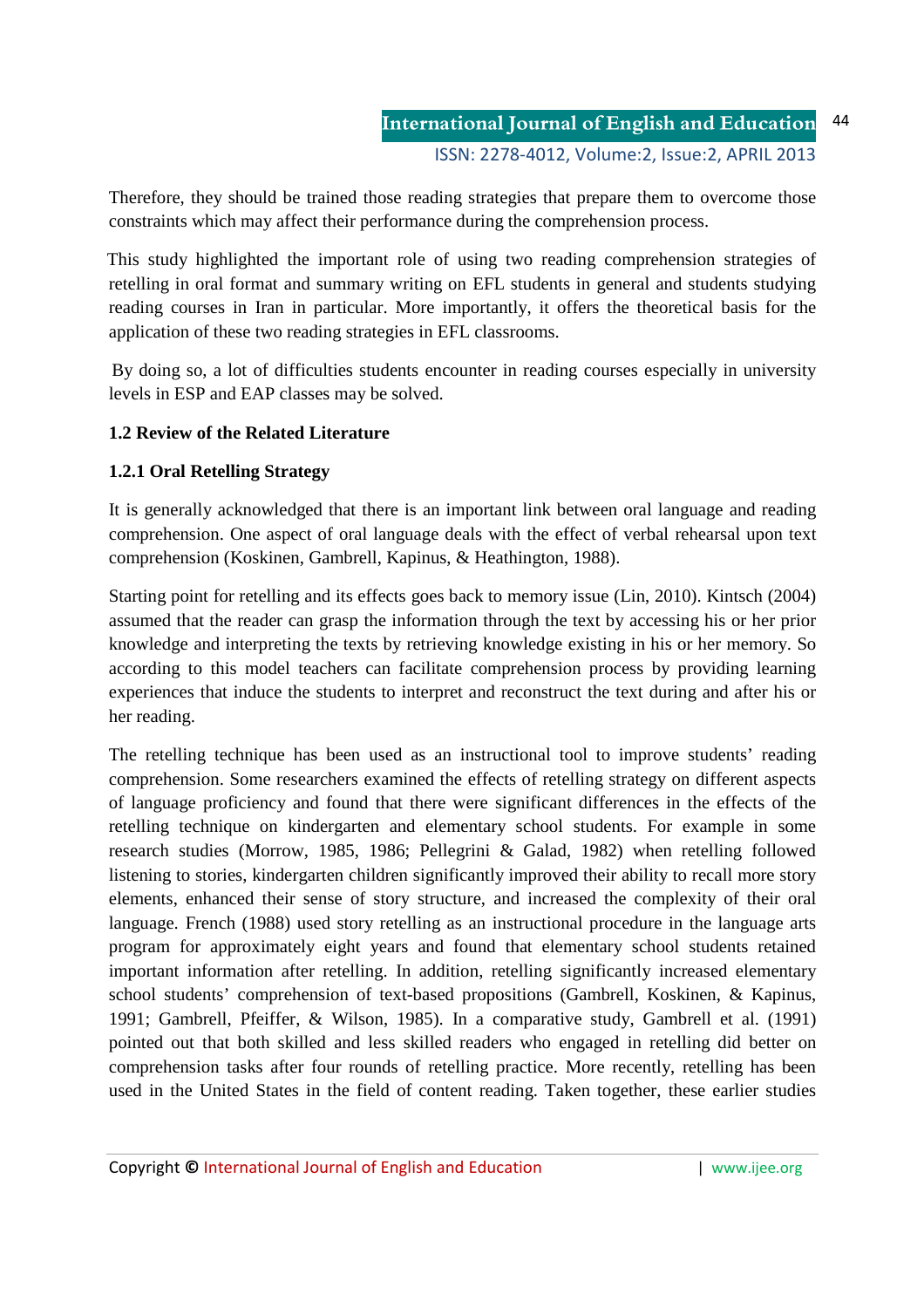Therefore, they should be trained those reading strategies that prepare them to overcome those constraints which may affect their performance during the comprehension process.

This study highlighted the important role of using two reading comprehension strategies of retelling in oral format and summary writing on EFL students in general and students studying reading courses in Iran in particular. More importantly, it offers the theoretical basis for the application of these two reading strategies in EFL classrooms.

By doing so, a lot of difficulties students encounter in reading courses especially in university levels in ESP and EAP classes may be solved.

### 1.2 Review of the Related Literature

#### 1.2.1 Oral Retelling Strategy

It is generally acknowledged that there is an important link between oral language and reading comprehension. One aspect of oral language deals with the effect of verbal rehearsal upon text comprehension (Koskinen, Gambrell, Kapinus, & Heathington, 1988).

Starting point for retelling and its effects goes back to memory issue (Lin, 2010). Kintsch (2004) assumed that the reader can grasp the information through the text by accessing his or her prior knowledge and interpreting the texts by retrieving knowledge existing in his or her memory. So according to this model teachers can facilitate comprehension process by providing learning experiences that induce the students to interpret and reconstruct the text during and after his or her reading.

The retelling technique has been used as an instructional tool to improve students' reading comprehension. Some researchers examined the effects of retelling strategy on different aspects of language proficiency and found that there were significant differences in the effects of the retelling technique on kindergarten and elementary school students. For example in some research studies (Morrow, 1985, 1986; Pellegrini & Galad, 1982) when retelling followed listening to stories, kindergarten children significantly improved their ability to recall more story elements, enhanced their sense of story structure, and increased the complexity of their oral language. French (1988) used story retelling as an instructional procedure in the language arts program for approximately eight years and found that elementary school students retained important information after retelling. In addition, retelling significantly increased elementary school students' comprehension of text-based propositions (Gambrell, Koskinen, & Kapinus, 1991; Gambrell, Pfeiffer, & Wilson, 1985). In a comparative study, Gambrell et al. (1991) pointed out that both skilled and less skilled readers who engaged in retelling did better on comprehension tasks after four rounds of retelling practice. More recently, retelling has been used in the United States in the field of content reading. Taken together, these earlier studies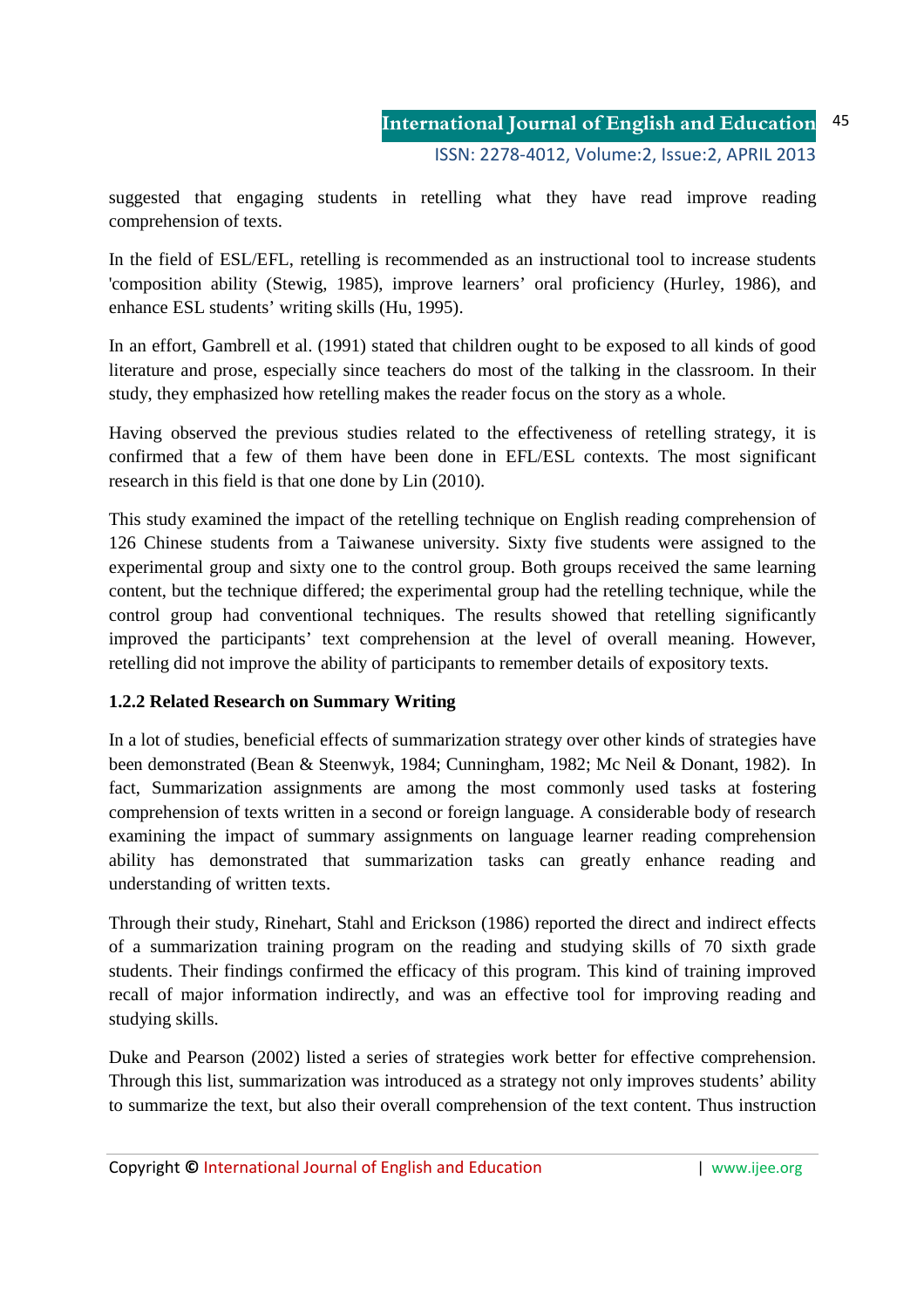suggested that engaging students in retelling what they have read improve reading comprehension of texts.

In the field of ESL/EFL, retelling is recommended as an instructional tool to increase students 'composition ability (Stewig, 1985), improve learners' oral proficiency (Hurley, 1986), and enhance ESL students' writing skills (Hu, 1995).

In an effort, Gambrell et al. (1991) stated that children ought to be exposed to all kinds of good literature and prose, especially since teachers do most of the talking in the classroom. In their study, they emphasized how retelling makes the reader focus on the story as a whole.

Having observed the previous studies related to the effectiveness of retelling strategy, it is confirmed that a few of them have been done in EFL/ESL contexts. The most significant research in this field is that one done by Lin (2010).

This study examined the impact of the retelling technique on English reading comprehension of 126 Chinese students from a Taiwanese university. Sixty five students were assigned to the experimental group and sixty one to the control group. Both groups received the same learning content, but the technique differed; the experimental group had the retelling technique, while the control group had conventional techniques. The results showed that retelling significantly improved the participants' text comprehension at the level of overall meaning. However, retelling did not improve the ability of participants to remember details of expository texts.

### 1.2.2 Related Research on Summary Writing

In a lot of studies, beneficial effects of summarization strategy over other kinds of strategies have been demonstrated (Bean & Steenwyk, 1984; Cunningham, 1982; Mc Neil & Donant, 1982). In fact, Summarization assignments are among the most commonly used tasks at fostering comprehension of texts written in a second or foreign language. A considerable body of research examining the impact of summary assignments on language learner reading comprehension ability has demonstrated that summarization tasks can greatly enhance reading and understanding of written texts.

Through their study, Rinehart, Stahl and Erickson (1986) reported the direct and indirect effects of a summarization training program on the reading and studying skills of 70 sixth grade students. Their findings confirmed the efficacy of this program. This kind of training improved recall of major information indirectly, and was an effective tool for improving reading and studying skills.

Duke and Pearson (2002) listed a series of strategies work better for effective comprehension. Through this list, summarization was introduced as a strategy not only improves students' ability to summarize the text, but also their overall comprehension of the text content. Thus instruction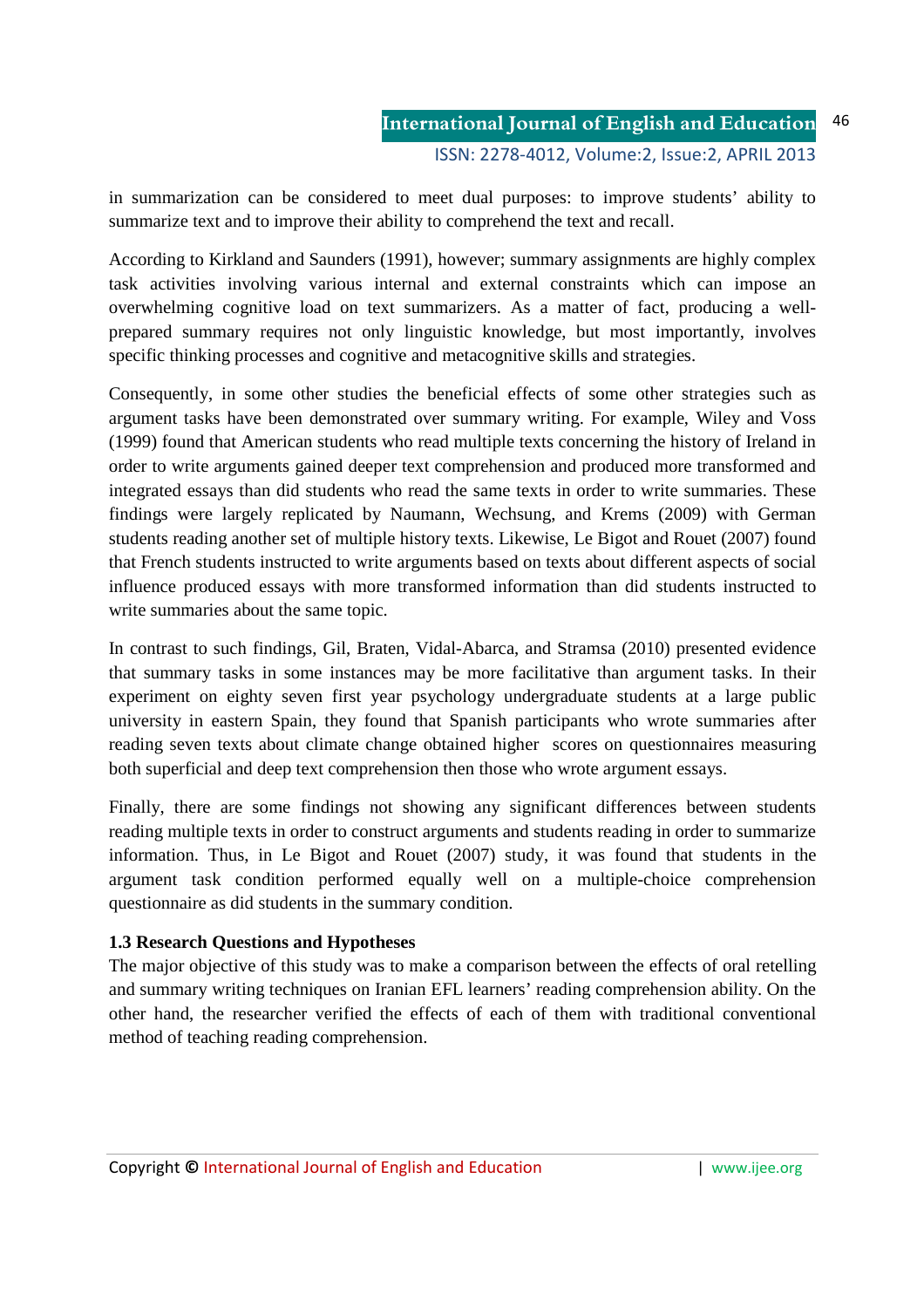in summarization can be considered to meet dual purposes: to improve students' ability to summarize text and to improve their ability to comprehend the text and recall.

According to Kirkland and Saunders (1991), however; summary assignments are highly complex task activities involving various internal and external constraints which can impose an overwhelming cognitive load on text summarizers. As a matter of fact, producing a well-prepared summary requires not only linguistic knowledge, but most importantly, involves specific thinking processes and cognitive and metacognitive skills and strategies.

Consequently, in some other studies the beneficial effects of some other strategies such as argument tasks have been demonstrated over summary writing. For example, Wiley and Voss (1999) found that American students who read multiple texts concerning the history of Ireland in order to write arguments gained deeper text comprehension and produced more transformed and integrated essays than did students who read the same texts in order to write summaries. These findings were largely replicated by Naumann, Wechsung, and Krems (2009) with German students reading another set of multiple history texts. Likewise, Le Bigot and Rouet (2007) found that French students instructed to write arguments based on texts about different aspects of social influence produced essays with more transformed information than did students instructed to write summaries about the same topic.

In contrast to such findings, Gil, Braten, Vidal-Abarca, and Stramsa (2010) presented evidence that summary tasks in some instances may be more facilitative than argument tasks. In their experiment on eighty seven first year psychology undergraduate students at a large public university in eastern Spain, they found that Spanish participants who wrote summaries after reading seven texts about climate change obtained higher scores on questionnaires measuring both superficial and deep text comprehension then those who wrote argument essays.

Finally, there are some findings not showing any significant differences between students reading multiple texts in order to construct arguments and students reading in order to summarize information. Thus, in Le Bigot and Rouet (2007) study, it was found that students in the argument task condition performed equally well on a multiple-choice comprehension questionnaire as did students in the summary condition.

### 1.3 Research Questions and Hypotheses

The major objective of this study was to make a comparison between the effects of oral retelling and summary writing techniques on Iranian EFL learners' reading comprehension ability. On the other hand, the researcher verified the effects of each of them with traditional conventional method of teaching reading comprehension.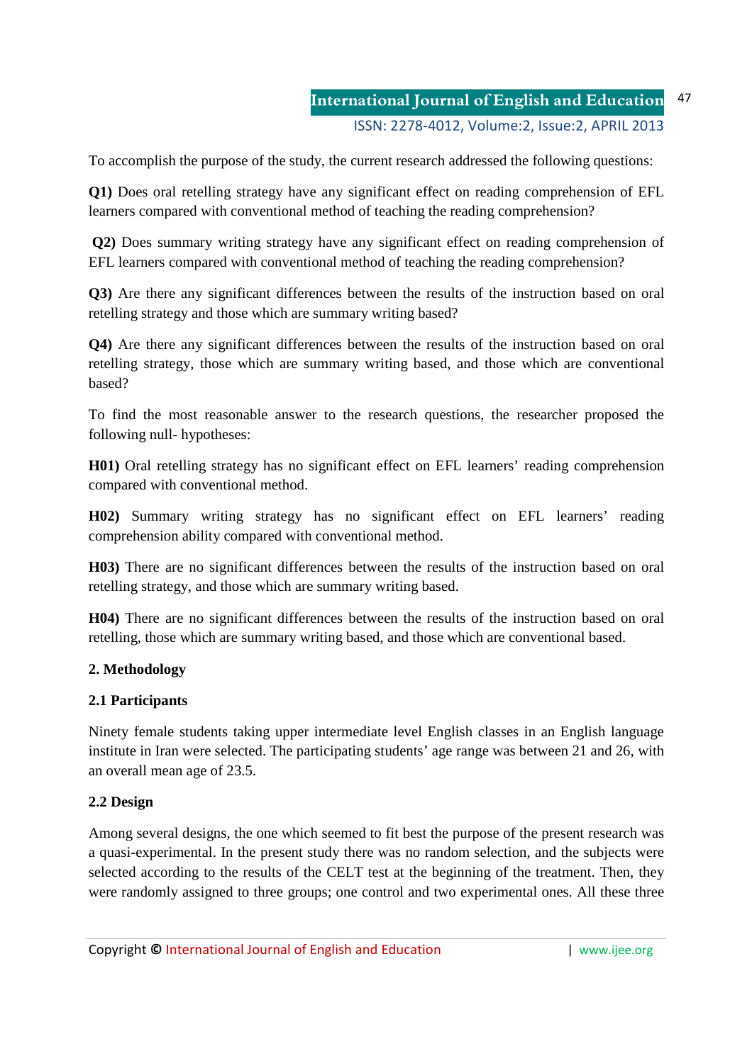To accomplish the purpose of the study, the current research addressed the following questions:

**Q1)** Does oral retelling strategy have any significant effect on reading comprehension of EFL learners compared with conventional method of teaching the reading comprehension?

**Q2)** Does summary writing strategy have any significant effect on reading comprehension of EFL learners compared with conventional method of teaching the reading comprehension?

**Q3)** Are there any significant differences between the results of the instruction based on oral retelling strategy and those which are summary writing based?

**Q4)** Are there any significant differences between the results of the instruction based on oral retelling strategy, those which are summary writing based, and those which are conventional based?

To find the most reasonable answer to the research questions, the researcher proposed the following null- hypotheses:

**H01)** Oral retelling strategy has no significant effect on EFL learners' reading comprehension compared with conventional method.

**H02)** Summary writing strategy has no significant effect on EFL learners' reading comprehension ability compared with conventional method.

**H03)** There are no significant differences between the results of the instruction based on oral retelling strategy, and those which are summary writing based.

**H04)** There are no significant differences between the results of the instruction based on oral retelling, those which are summary writing based, and those which are conventional based.

## 2. Methodology

### 2.1 Participants

Ninety female students taking upper intermediate level English classes in an English language institute in Iran were selected. The participating students' age range was between 21 and 26, with an overall mean age of 23.5.

### 2.2 Design

Among several designs, the one which seemed to fit best the purpose of the present research was a quasi-experimental. In the present study there was no random selection, and the subjects were selected according to the results of the CELT test at the beginning of the treatment. Then, they were randomly assigned to three groups; one control and two experimental ones. All these three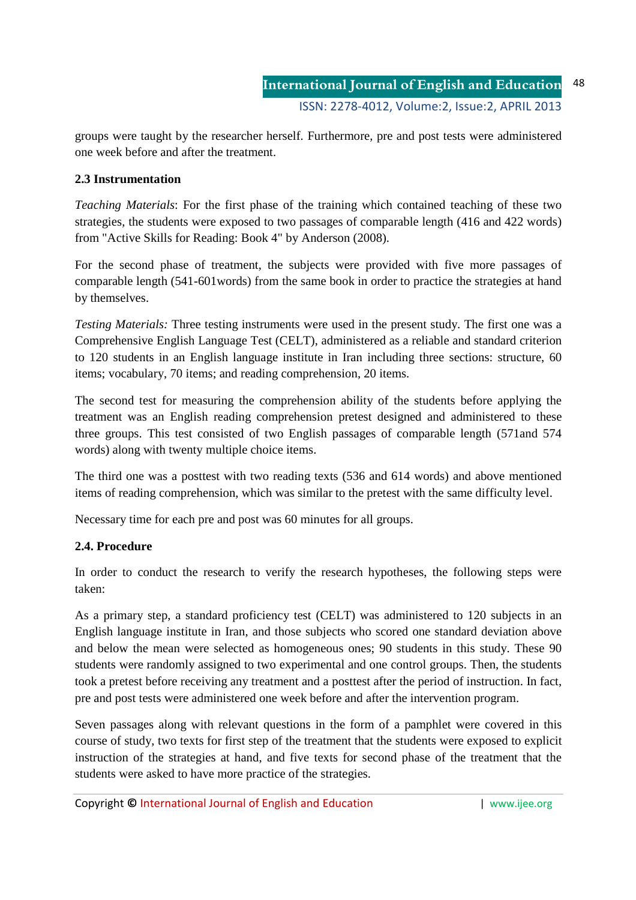groups were taught by the researcher herself. Furthermore, pre and post tests were administered one week before and after the treatment.

### 2.3 Instrumentation

*Teaching Materials*: For the first phase of the training which contained teaching of these two strategies, the students were exposed to two passages of comparable length (416 and 422 words) from "Active Skills for Reading: Book 4" by Anderson (2008).

For the second phase of treatment, the subjects were provided with five more passages of comparable length (541-601words) from the same book in order to practice the strategies at hand by themselves.

*Testing Materials:* Three testing instruments were used in the present study. The first one was a Comprehensive English Language Test (CELT), administered as a reliable and standard criterion to 120 students in an English language institute in Iran including three sections: structure, 60 items; vocabulary, 70 items; and reading comprehension, 20 items.

The second test for measuring the comprehension ability of the students before applying the treatment was an English reading comprehension pretest designed and administered to these three groups. This test consisted of two English passages of comparable length (571and 574 words) along with twenty multiple choice items.

The third one was a posttest with two reading texts (536 and 614 words) and above mentioned items of reading comprehension, which was similar to the pretest with the same difficulty level.

Necessary time for each pre and post was 60 minutes for all groups.

### 2.4. Procedure

In order to conduct the research to verify the research hypotheses, the following steps were taken:

As a primary step, a standard proficiency test (CELT) was administered to 120 subjects in an English language institute in Iran, and those subjects who scored one standard deviation above and below the mean were selected as homogeneous ones; 90 students in this study. These 90 students were randomly assigned to two experimental and one control groups. Then, the students took a pretest before receiving any treatment and a posttest after the period of instruction. In fact, pre and post tests were administered one week before and after the intervention program.

Seven passages along with relevant questions in the form of a pamphlet were covered in this course of study, two texts for first step of the treatment that the students were exposed to explicit instruction of the strategies at hand, and five texts for second phase of the treatment that the students were asked to have more practice of the strategies.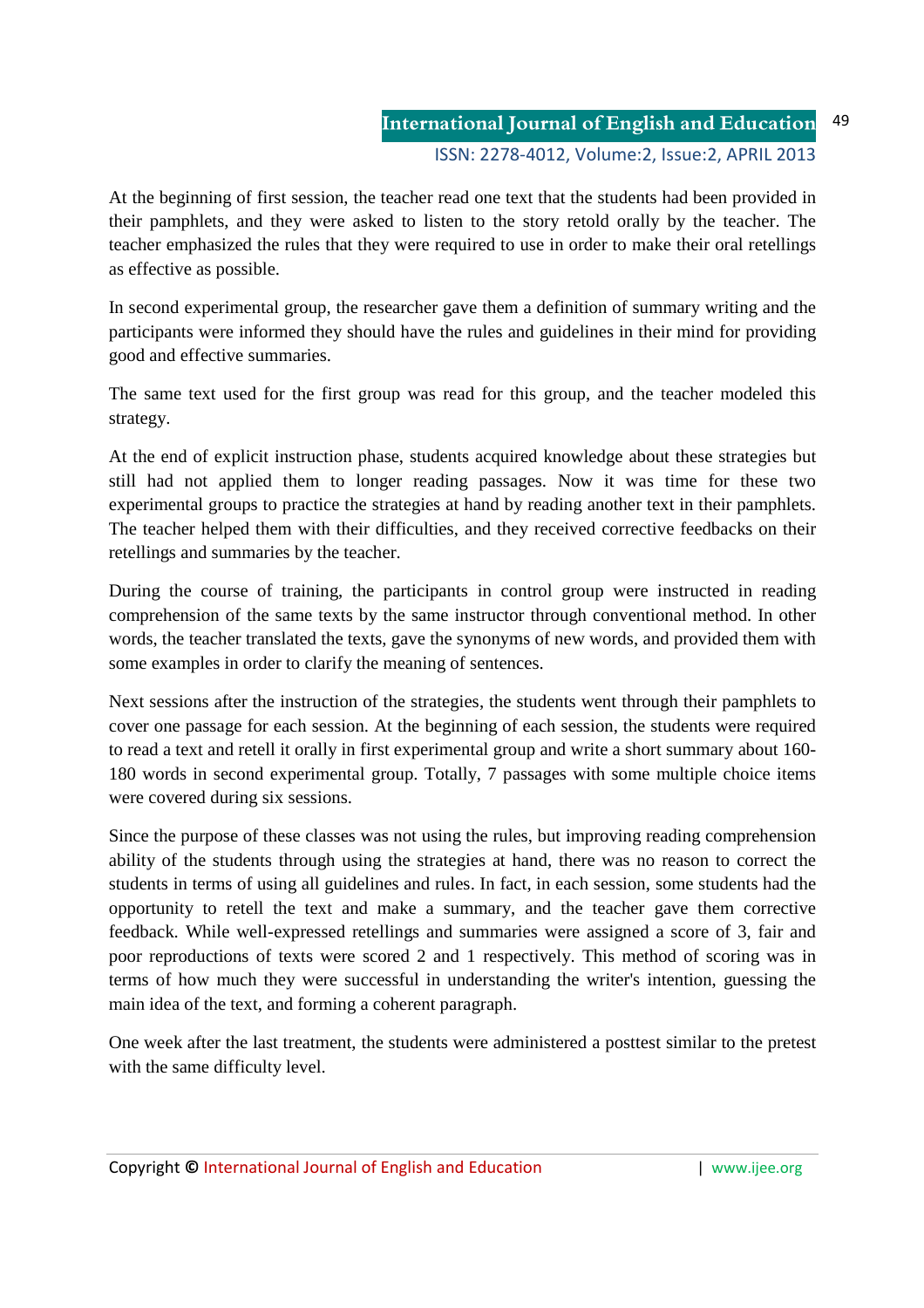At the beginning of first session, the teacher read one text that the students had been provided in their pamphlets, and they were asked to listen to the story retold orally by the teacher. The teacher emphasized the rules that they were required to use in order to make their oral retellings as effective as possible.

In second experimental group, the researcher gave them a definition of summary writing and the participants were informed they should have the rules and guidelines in their mind for providing good and effective summaries.

The same text used for the first group was read for this group, and the teacher modeled this strategy.

At the end of explicit instruction phase, students acquired knowledge about these strategies but still had not applied them to longer reading passages. Now it was time for these two experimental groups to practice the strategies at hand by reading another text in their pamphlets. The teacher helped them with their difficulties, and they received corrective feedbacks on their retellings and summaries by the teacher.

During the course of training, the participants in control group were instructed in reading comprehension of the same texts by the same instructor through conventional method. In other words, the teacher translated the texts, gave the synonyms of new words, and provided them with some examples in order to clarify the meaning of sentences.

Next sessions after the instruction of the strategies, the students went through their pamphlets to cover one passage for each session. At the beginning of each session, the students were required to read a text and retell it orally in first experimental group and write a short summary about 160-180 words in second experimental group. Totally, 7 passages with some multiple choice items were covered during six sessions.

Since the purpose of these classes was not using the rules, but improving reading comprehension ability of the students through using the strategies at hand, there was no reason to correct the students in terms of using all guidelines and rules. In fact, in each session, some students had the opportunity to retell the text and make a summary, and the teacher gave them corrective feedback. While well-expressed retellings and summaries were assigned a score of 3, fair and poor reproductions of texts were scored 2 and 1 respectively. This method of scoring was in terms of how much they were successful in understanding the writer's intention, guessing the main idea of the text, and forming a coherent paragraph.

One week after the last treatment, the students were administered a posttest similar to the pretest with the same difficulty level.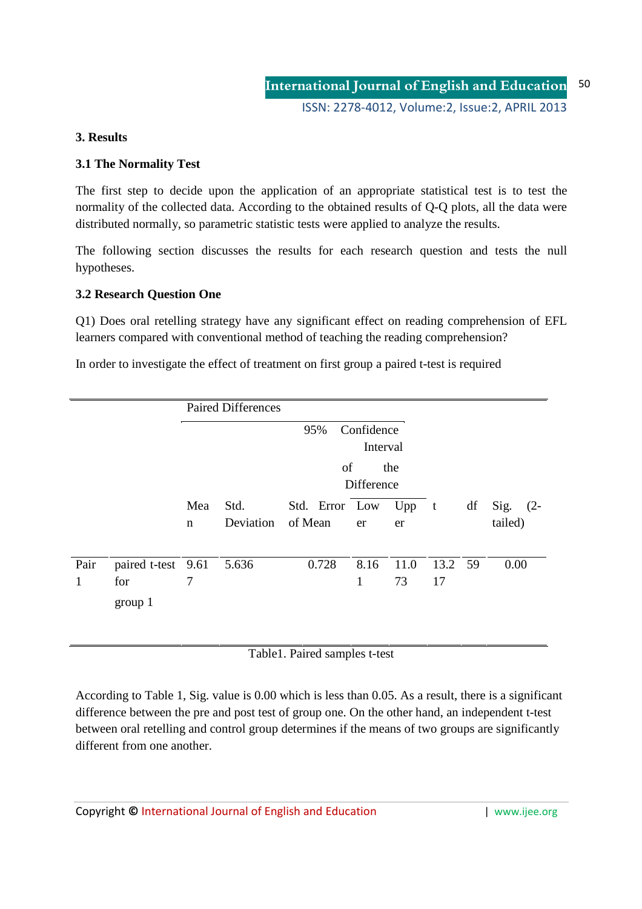## 3. Results

### 3.1 The Normality Test

The first step to decide upon the application of an appropriate statistical test is to test the normality of the collected data. According to the obtained results of Q-Q plots, all the data were distributed normally, so parametric statistic tests were applied to analyze the results.

The following section discusses the results for each research question and tests the null hypotheses.

### 3.2 Research Question One

Q1) Does oral retelling strategy have any significant effect on reading comprehension of EFL learners compared with conventional method of teaching the reading comprehension?

In order to investigate the effect of treatment on first group a paired t-test is required

| | | Paired Differences | | | | | | | |
|---|---|---|---|---|---|---|---|---|---|
| | | | | | 95% Confidence Interval of the Difference | | | | |
| | | Mean | Std. Deviation | Std. Error of Mean | Lower | Upper | t | df | Sig. (2-tailed) |
| Pair 1 | paired t-test for group 1 | 9.617 | 5.636 | 0.728 | 8.161 | 11.073 | 13.217 | 59 | 0.00 |

Table1. Paired samples t-test

According to Table 1, Sig. value is 0.00 which is less than 0.05. As a result, there is a significant difference between the pre and post test of group one. On the other hand, an independent t-test between oral retelling and control group determines if the means of two groups are significantly different from one another.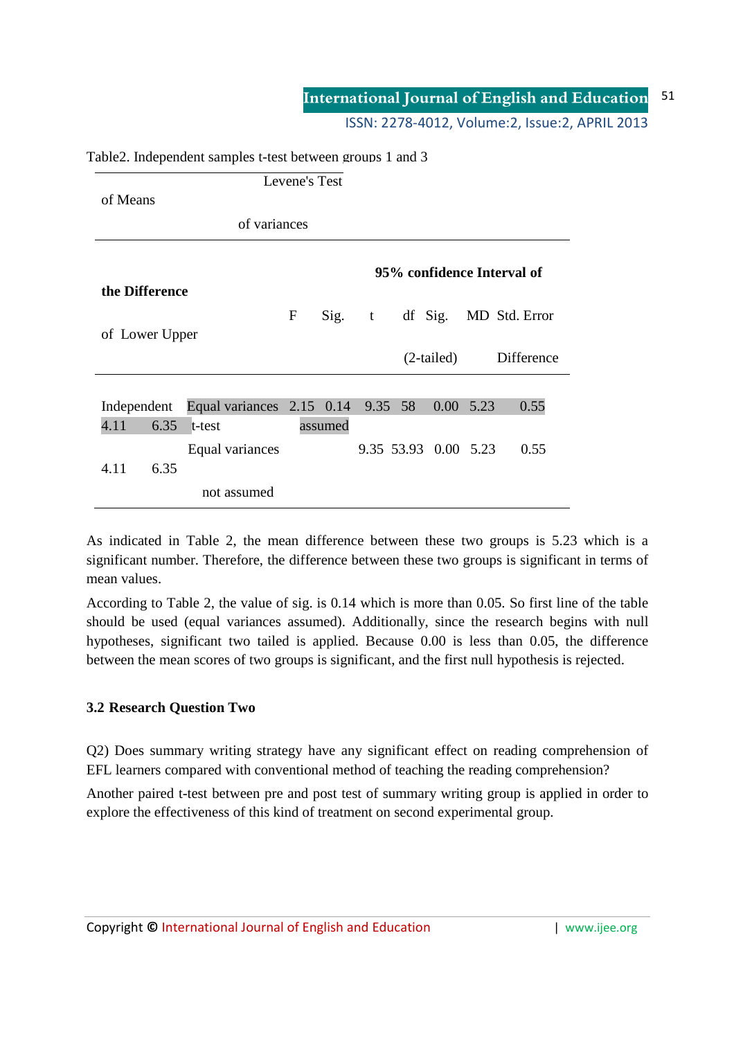Table2. Independent samples t-test between groups 1 and 3

| | | Levene's Test of variances | | t-test of Means | | | | | 95% confidence Interval of the Difference | |
|---|---|---|---|---|---|---|---|---|---|---|
| | | F | Sig. | t | df | Sig. (2-tailed) | MD | Std. Error Difference | Lower | Upper |
| Independent t-test | Equal variances assumed | 2.15 | 0.14 | 9.35 | 58 | 0.00 | 5.23 | 0.55 | 4.11 | 6.35 |
| | Equal variances not assumed | | | 9.35 | 53.93 | 0.00 | 5.23 | 0.55 | 4.11 | 6.35 |

As indicated in Table 2, the mean difference between these two groups is 5.23 which is a significant number. Therefore, the difference between these two groups is significant in terms of mean values.

According to Table 2, the value of sig. is 0.14 which is more than 0.05. So first line of the table should be used (equal variances assumed). Additionally, since the research begins with null hypotheses, significant two tailed is applied. Because 0.00 is less than 0.05, the difference between the mean scores of two groups is significant, and the first null hypothesis is rejected.

### 3.2 Research Question Two

Q2) Does summary writing strategy have any significant effect on reading comprehension of EFL learners compared with conventional method of teaching the reading comprehension?

Another paired t-test between pre and post test of summary writing group is applied in order to explore the effectiveness of this kind of treatment on second experimental group.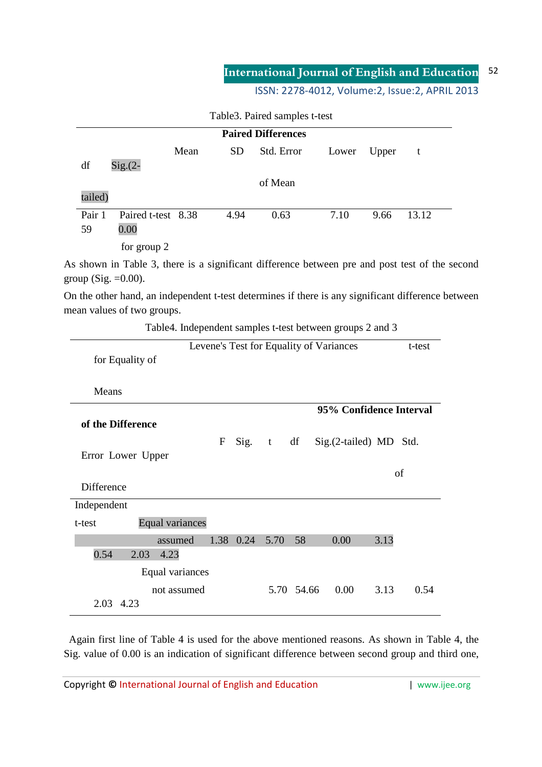Table3. Paired samples t-test

| | | Paired Differences | | | | | | | |
|---|---|---|---|---|---|---|---|---|---|
| | | Mean | SD | Std. Error of Mean | Lower | Upper | t | df | Sig.(2-tailed) |
| Pair 1 | Paired t-test for group 2 | 8.38 | 4.94 | 0.63 | 7.10 | 9.66 | 13.12 | 59 | 0.00 |

As shown in Table 3, there is a significant difference between pre and post test of the second group (Sig. =0.00).

On the other hand, an independent t-test determines if there is any significant difference between mean values of two groups.

Table4. Independent samples t-test between groups 2 and 3

| | | Levene's Test for Equality of Variances | | t-test for Equality of Means | | | | | | |
|---|---|---|---|---|---|---|---|---|---|---|
| | | | | | | | | | 95% Confidence Interval of the Difference | |
| | | F | Sig. | t | df | Sig.(2-tailed) | MD | Std. Error of Difference | Lower | Upper |
| Independent t-test | Equal variances assumed | 1.38 | 0.24 | 5.70 | 58 | 0.00 | 3.13 | 0.54 | 2.03 | 4.23 |
| | Equal variances not assumed | | | 5.70 | 54.66 | 0.00 | 3.13 | 0.54 | 2.03 | 4.23 |

Again first line of Table 4 is used for the above mentioned reasons. As shown in Table 4, the Sig. value of 0.00 is an indication of significant difference between second group and third one,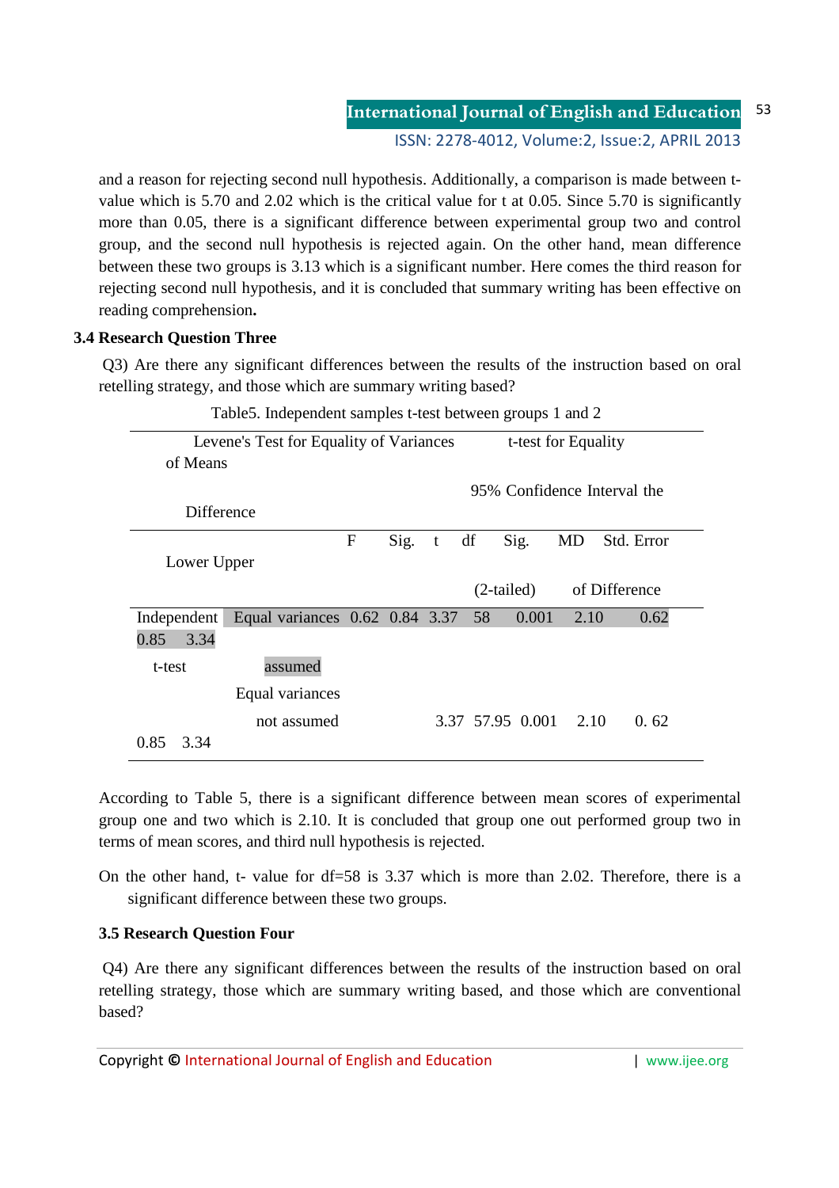and a reason for rejecting second null hypothesis. Additionally, a comparison is made between t-value which is 5.70 and 2.02 which is the critical value for t at 0.05. Since 5.70 is significantly more than 0.05, there is a significant difference between experimental group two and control group, and the second null hypothesis is rejected again. On the other hand, mean difference between these two groups is 3.13 which is a significant number. Here comes the third reason for rejecting second null hypothesis, and it is concluded that summary writing has been effective on reading comprehension**.**

### 3.4 Research Question Three

Q3) Are there any significant differences between the results of the instruction based on oral retelling strategy, and those which are summary writing based?

Table5. Independent samples t-test between groups 1 and 2

| | | Levene's Test for Equality of Variances | | t-test for Equality of Means | | | | | 95% Confidence Interval the Difference | |
|---|---|---|---|---|---|---|---|---|---|---|
| | | F | Sig. | t | df | Sig. (2-tailed) | MD | Std. Error of Difference | Lower | Upper |
| Independent t-test | Equal variances assumed | 0.62 | 0.84 | 3.37 | 58 | 0.001 | 2.10 | 0.62 | 0.85 | 3.34 |
| | Equal variances not assumed | | | 3.37 | 57.95 | 0.001 | 2.10 | 0. 62 | 0.85 | 3.34 |

According to Table 5, there is a significant difference between mean scores of experimental group one and two which is 2.10. It is concluded that group one out performed group two in terms of mean scores, and third null hypothesis is rejected.

On the other hand, t- value for df=58 is 3.37 which is more than 2.02. Therefore, there is a significant difference between these two groups.

### 3.5 Research Question Four

Q4) Are there any significant differences between the results of the instruction based on oral retelling strategy, those which are summary writing based, and those which are conventional based?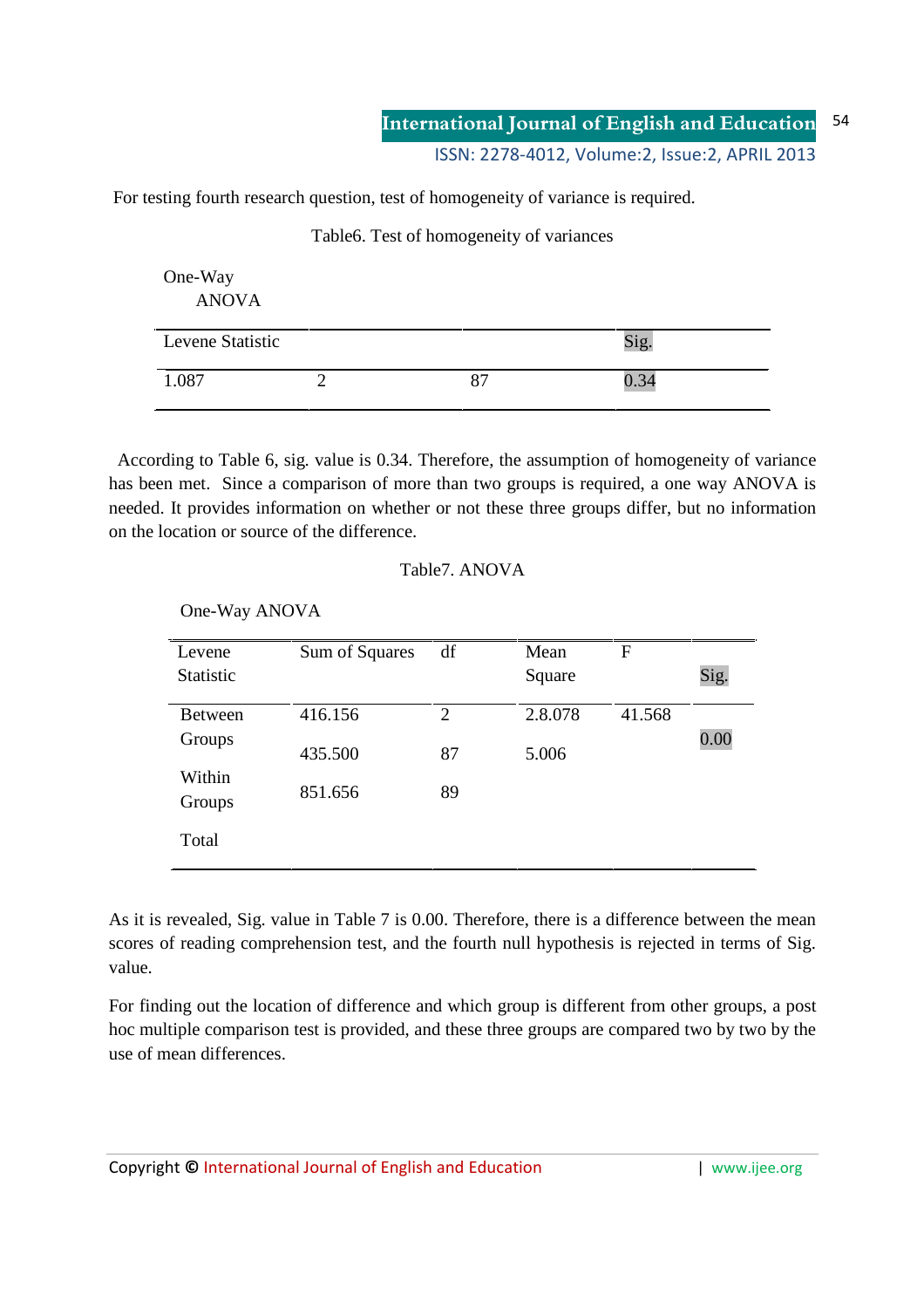For testing fourth research question, test of homogeneity of variance is required.

Table6. Test of homogeneity of variances

One-Way ANOVA

| Levene Statistic | | | Sig. |
|---|---|---|---|
| 1.087 | 2 | 87 | 0.34 |

According to Table 6, sig. value is 0.34. Therefore, the assumption of homogeneity of variance has been met. Since a comparison of more than two groups is required, a one way ANOVA is needed. It provides information on whether or not these three groups differ, but no information on the location or source of the difference.

Table7. ANOVA

One-Way ANOVA

| Levene Statistic | Sum of Squares | df | Mean Square | F | Sig. |
|---|---|---|---|---|---|
| Between Groups | 416.156 | 2 | 2.8.078 | 41.568 | 0.00 |
| Within Groups | 435.500 | 87 | 5.006 | | |
| Total | 851.656 | 89 | | | |

As it is revealed, Sig. value in Table 7 is 0.00. Therefore, there is a difference between the mean scores of reading comprehension test, and the fourth null hypothesis is rejected in terms of Sig. value.

For finding out the location of difference and which group is different from other groups, a post hoc multiple comparison test is provided, and these three groups are compared two by two by the use of mean differences.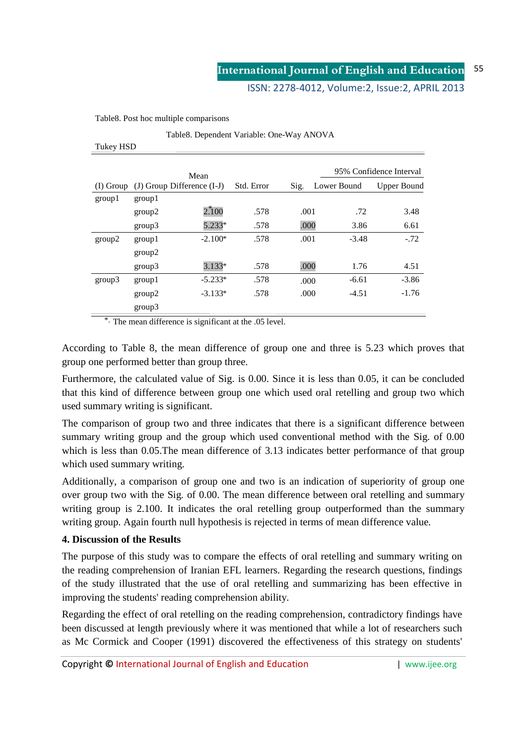Table8. Post hoc multiple comparisons

Table8. Dependent Variable: One-Way ANOVA

Tukey HSD

| (I) Group | (J) Group | Mean Difference (I-J) | Std. Error | Sig. | 95% Confidence Interval | |
|---|---|---|---|---|---|---|
| | | | | | Lower Bound | Upper Bound |
| group1 | group1 | | | | | |
| | group2 | 2.100* | .578 | .001 | .72 | 3.48 |
| | group3 | 5.233* | .578 | .000 | 3.86 | 6.61 |
| group2 | group1 | -2.100* | .578 | .001 | -3.48 | -.72 |
| | group2 | | | | | |
| | group3 | 3.133* | .578 | .000 | 1.76 | 4.51 |
| group3 | group1 | -5.233* | .578 | .000 | -6.61 | -3.86 |
| | group2 | -3.133* | .578 | .000 | -4.51 | -1.76 |
| | group3 | | | | | |

*. The mean difference is significant at the .05 level.

According to Table 8, the mean difference of group one and three is 5.23 which proves that group one performed better than group three.

Furthermore, the calculated value of Sig. is 0.00. Since it is less than 0.05, it can be concluded that this kind of difference between group one which used oral retelling and group two which used summary writing is significant.

The comparison of group two and three indicates that there is a significant difference between summary writing group and the group which used conventional method with the Sig. of 0.00 which is less than 0.05.The mean difference of 3.13 indicates better performance of that group which used summary writing.

Additionally, a comparison of group one and two is an indication of superiority of group one over group two with the Sig. of 0.00. The mean difference between oral retelling and summary writing group is 2.100. It indicates the oral retelling group outperformed than the summary writing group. Again fourth null hypothesis is rejected in terms of mean difference value.

**4. Discussion of the Results**

The purpose of this study was to compare the effects of oral retelling and summary writing on the reading comprehension of Iranian EFL learners. Regarding the research questions, findings of the study illustrated that the use of oral retelling and summarizing has been effective in improving the students' reading comprehension ability.

Regarding the effect of oral retelling on the reading comprehension, contradictory findings have been discussed at length previously where it was mentioned that while a lot of researchers such as Mc Cormick and Cooper (1991) discovered the effectiveness of this strategy on students'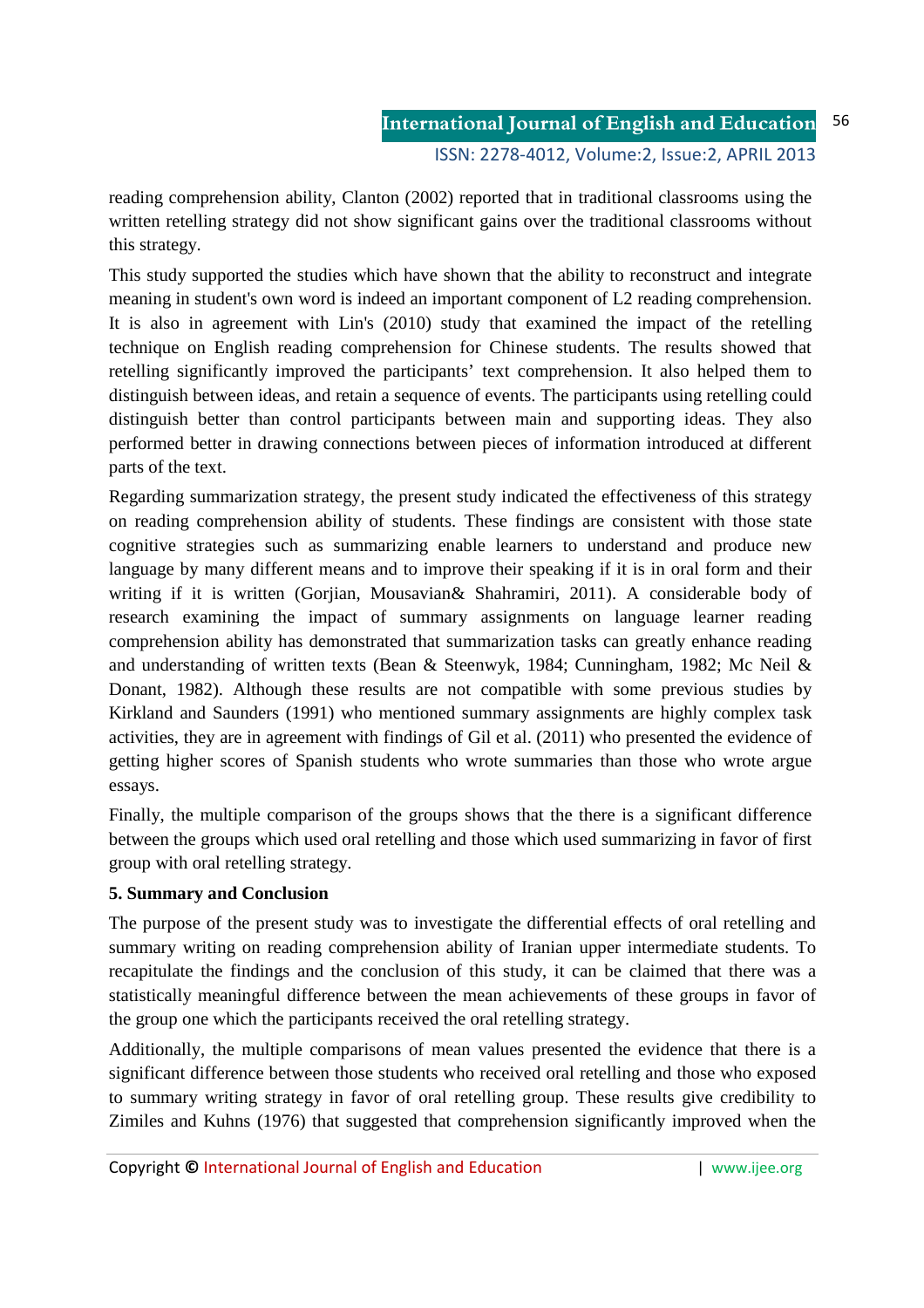reading comprehension ability, Clanton (2002) reported that in traditional classrooms using the written retelling strategy did not show significant gains over the traditional classrooms without this strategy.

This study supported the studies which have shown that the ability to reconstruct and integrate meaning in student's own word is indeed an important component of L2 reading comprehension. It is also in agreement with Lin's (2010) study that examined the impact of the retelling technique on English reading comprehension for Chinese students. The results showed that retelling significantly improved the participants' text comprehension. It also helped them to distinguish between ideas, and retain a sequence of events. The participants using retelling could distinguish better than control participants between main and supporting ideas. They also performed better in drawing connections between pieces of information introduced at different parts of the text.

Regarding summarization strategy, the present study indicated the effectiveness of this strategy on reading comprehension ability of students. These findings are consistent with those state cognitive strategies such as summarizing enable learners to understand and produce new language by many different means and to improve their speaking if it is in oral form and their writing if it is written (Gorjian, Mousavian& Shahramiri, 2011). A considerable body of research examining the impact of summary assignments on language learner reading comprehension ability has demonstrated that summarization tasks can greatly enhance reading and understanding of written texts (Bean & Steenwyk, 1984; Cunningham, 1982; Mc Neil & Donant, 1982). Although these results are not compatible with some previous studies by Kirkland and Saunders (1991) who mentioned summary assignments are highly complex task activities, they are in agreement with findings of Gil et al. (2011) who presented the evidence of getting higher scores of Spanish students who wrote summaries than those who wrote argue essays.

Finally, the multiple comparison of the groups shows that the there is a significant difference between the groups which used oral retelling and those which used summarizing in favor of first group with oral retelling strategy.

## 5. Summary and Conclusion

The purpose of the present study was to investigate the differential effects of oral retelling and summary writing on reading comprehension ability of Iranian upper intermediate students. To recapitulate the findings and the conclusion of this study, it can be claimed that there was a statistically meaningful difference between the mean achievements of these groups in favor of the group one which the participants received the oral retelling strategy.

Additionally, the multiple comparisons of mean values presented the evidence that there is a significant difference between those students who received oral retelling and those who exposed to summary writing strategy in favor of oral retelling group. These results give credibility to Zimiles and Kuhns (1976) that suggested that comprehension significantly improved when the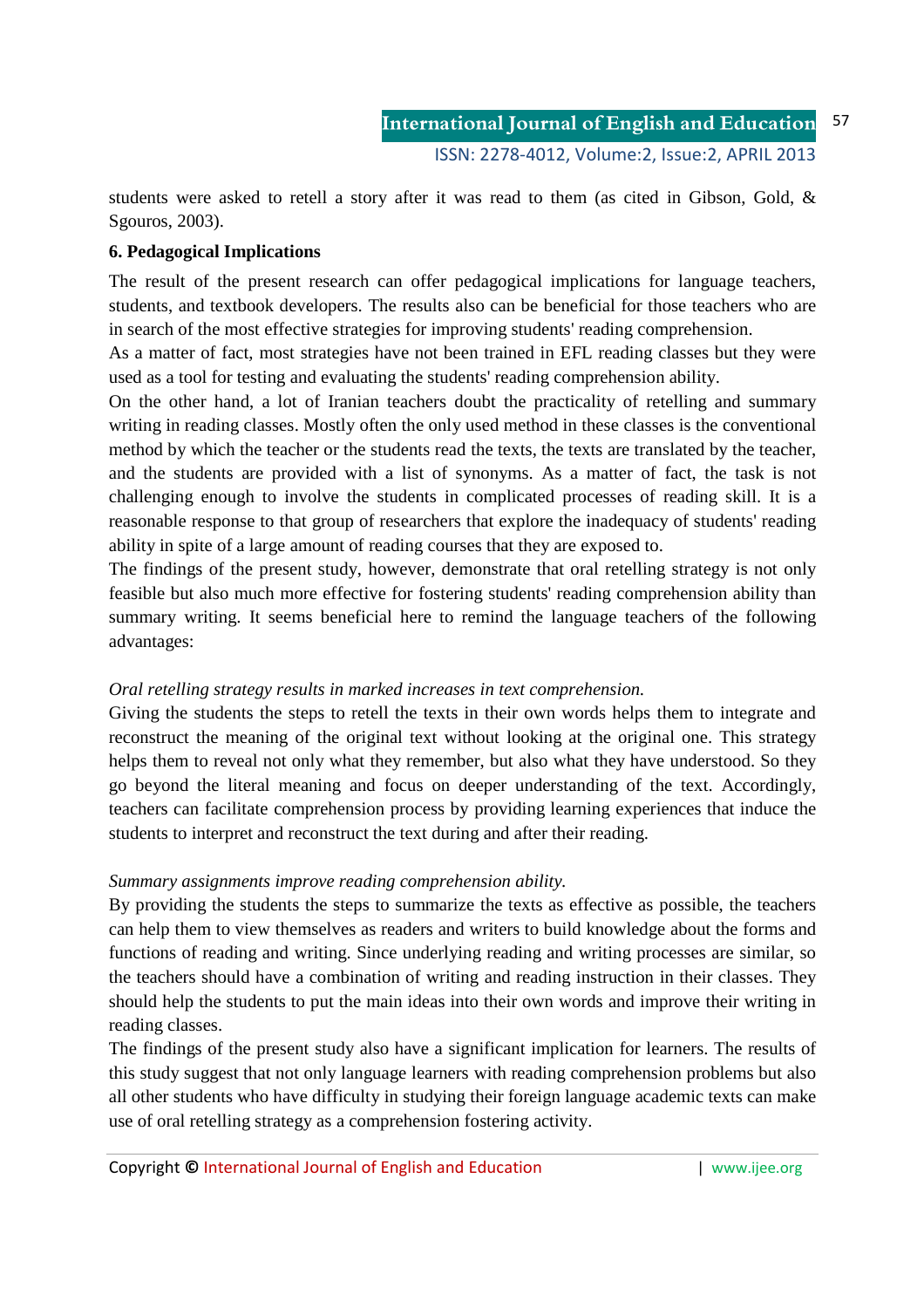students were asked to retell a story after it was read to them (as cited in Gibson, Gold, & Sgouros, 2003).

## 6. Pedagogical Implications

The result of the present research can offer pedagogical implications for language teachers, students, and textbook developers. The results also can be beneficial for those teachers who are in search of the most effective strategies for improving students' reading comprehension.

As a matter of fact, most strategies have not been trained in EFL reading classes but they were used as a tool for testing and evaluating the students' reading comprehension ability.

On the other hand, a lot of Iranian teachers doubt the practicality of retelling and summary writing in reading classes. Mostly often the only used method in these classes is the conventional method by which the teacher or the students read the texts, the texts are translated by the teacher, and the students are provided with a list of synonyms. As a matter of fact, the task is not challenging enough to involve the students in complicated processes of reading skill. It is a reasonable response to that group of researchers that explore the inadequacy of students' reading ability in spite of a large amount of reading courses that they are exposed to.

The findings of the present study, however, demonstrate that oral retelling strategy is not only feasible but also much more effective for fostering students' reading comprehension ability than summary writing. It seems beneficial here to remind the language teachers of the following advantages:

*Oral retelling strategy results in marked increases in text comprehension.*

Giving the students the steps to retell the texts in their own words helps them to integrate and reconstruct the meaning of the original text without looking at the original one. This strategy helps them to reveal not only what they remember, but also what they have understood. So they go beyond the literal meaning and focus on deeper understanding of the text. Accordingly, teachers can facilitate comprehension process by providing learning experiences that induce the students to interpret and reconstruct the text during and after their reading.

*Summary assignments improve reading comprehension ability.*

By providing the students the steps to summarize the texts as effective as possible, the teachers can help them to view themselves as readers and writers to build knowledge about the forms and functions of reading and writing. Since underlying reading and writing processes are similar, so the teachers should have a combination of writing and reading instruction in their classes. They should help the students to put the main ideas into their own words and improve their writing in reading classes.

The findings of the present study also have a significant implication for learners. The results of this study suggest that not only language learners with reading comprehension problems but also all other students who have difficulty in studying their foreign language academic texts can make use of oral retelling strategy as a comprehension fostering activity.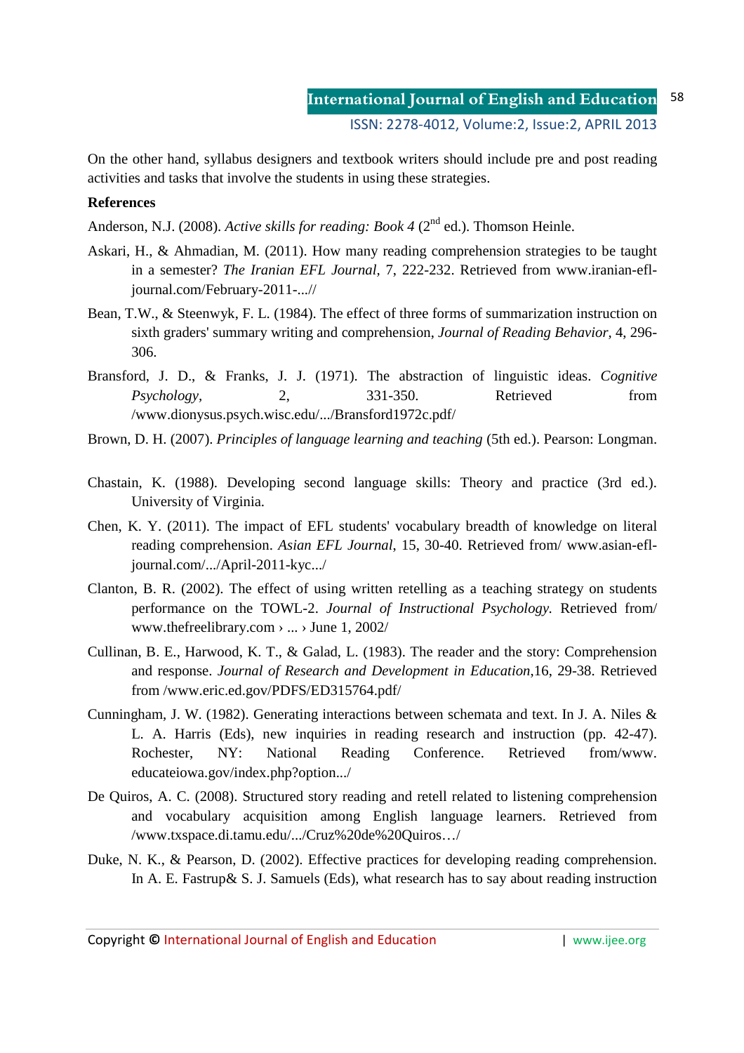On the other hand, syllabus designers and textbook writers should include pre and post reading activities and tasks that involve the students in using these strategies.

**References**

Anderson, N.J. (2008). *Active skills for reading: Book 4* (2nd ed.). Thomson Heinle.

Askari, H., & Ahmadian, M. (2011). How many reading comprehension strategies to be taught in a semester? *The Iranian EFL Journal,* 7, 222-232. Retrieved from www.iranian-efl-journal.com/February-2011-...//

Bean, T.W., & Steenwyk, F. L. (1984). The effect of three forms of summarization instruction on sixth graders' summary writing and comprehension, *Journal of Reading Behavior*, 4, 296-306.

Bransford, J. D., & Franks, J. J. (1971). The abstraction of linguistic ideas. *Cognitive Psychology*, 2, 331-350. Retrieved from /www.dionysus.psych.wisc.edu/.../Bransford1972c.pdf/

Brown, D. H. (2007). *Principles of language learning and teaching* (5th ed.). Pearson: Longman.

Chastain, K. (1988). Developing second language skills: Theory and practice (3rd ed.). University of Virginia.

Chen, K. Y. (2011). The impact of EFL students' vocabulary breadth of knowledge on literal reading comprehension. *Asian EFL Journal*, 15, 30-40. Retrieved from/ www.asian-efl-journal.com/.../April-2011-kyc.../

Clanton, B. R. (2002). The effect of using written retelling as a teaching strategy on students performance on the TOWL-2. *Journal of Instructional Psychology.* Retrieved from/ www.thefreelibrary.com › ... › June 1, 2002/

Cullinan, B. E., Harwood, K. T., & Galad, L. (1983). The reader and the story: Comprehension and response. *Journal of Research and Development in Education*,16, 29-38. Retrieved from /www.eric.ed.gov/PDFS/ED315764.pdf/

Cunningham, J. W. (1982). Generating interactions between schemata and text. In J. A. Niles & L. A. Harris (Eds), new inquiries in reading research and instruction (pp. 42-47). Rochester, NY: National Reading Conference. Retrieved from/www. educateiowa.gov/index.php?option.../

De Quiros, A. C. (2008). Structured story reading and retell related to listening comprehension and vocabulary acquisition among English language learners. Retrieved from /www.txspace.di.tamu.edu/.../Cruz%20de%20Quiros…/

Duke, N. K., & Pearson, D. (2002). Effective practices for developing reading comprehension. In A. E. Fastrup& S. J. Samuels (Eds), what research has to say about reading instruction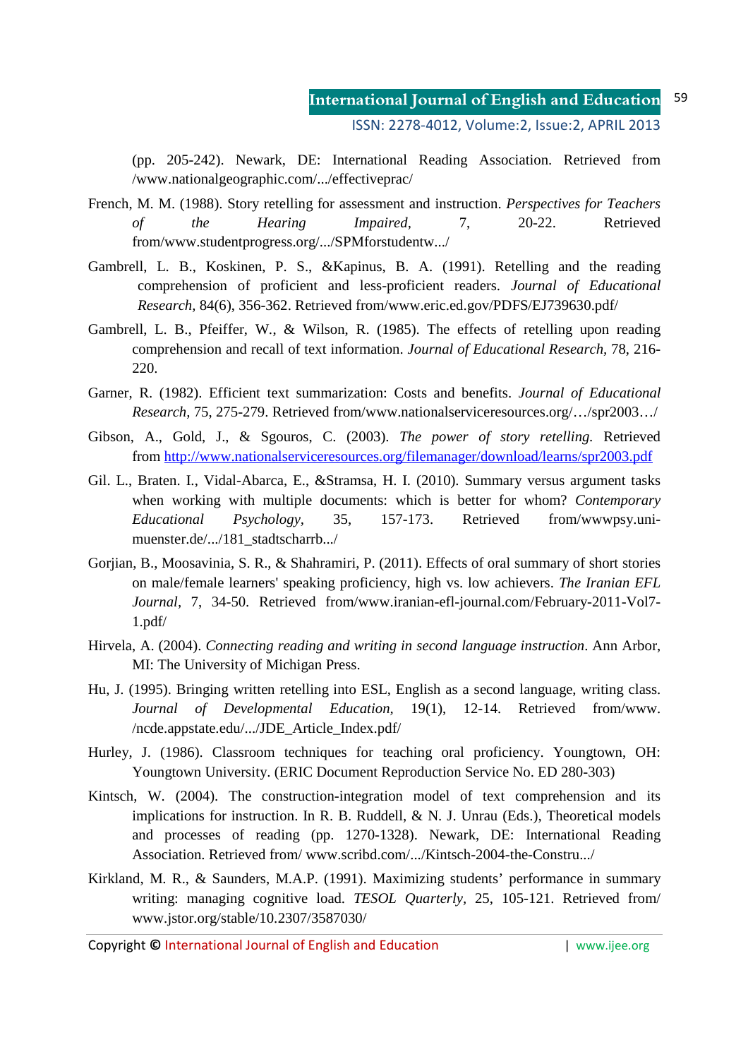(pp. 205-242). Newark, DE: International Reading Association. Retrieved from /www.nationalgeographic.com/.../effectiveprac/

French, M. M. (1988). Story retelling for assessment and instruction. *Perspectives for Teachers of the Hearing Impaired*, 7, 20-22. Retrieved from/www.studentprogress.org/.../SPMforstudentw.../

Gambrell, L. B., Koskinen, P. S., &Kapinus, B. A. (1991). Retelling and the reading comprehension of proficient and less-proficient readers. *Journal of Educational Research*, 84(6), 356-362. Retrieved from/www.eric.ed.gov/PDFS/EJ739630.pdf/

Gambrell, L. B., Pfeiffer, W., & Wilson, R. (1985). The effects of retelling upon reading comprehension and recall of text information. *Journal of Educational Research*, 78, 216-220.

Garner, R. (1982). Efficient text summarization: Costs and benefits. *Journal of Educational Research*, 75, 275-279. Retrieved from/www.nationalserviceresources.org/…/spr2003…/

Gibson, A., Gold, J., & Sgouros, C. (2003). *The power of story retelling.* Retrieved from http://www.nationalserviceresources.org/filemanager/download/learns/spr2003.pdf

Gil. L., Braten. I., Vidal-Abarca, E., &Stramsa, H. I. (2010). Summary versus argument tasks when working with multiple documents: which is better for whom? *Contemporary Educational Psychology*, 35, 157-173. Retrieved from/wwwpsy.uni-muenster.de/.../181_stadtscharrb.../

Gorjian, B., Moosavinia, S. R., & Shahramiri, P. (2011). Effects of oral summary of short stories on male/female learners' speaking proficiency, high vs. low achievers. *The Iranian EFL Journal*, 7, 34-50. Retrieved from/www.iranian-efl-journal.com/February-2011-Vol7-1.pdf/

Hirvela, A. (2004). *Connecting reading and writing in second language instruction*. Ann Arbor, MI: The University of Michigan Press.

Hu, J. (1995). Bringing written retelling into ESL, English as a second language, writing class. *Journal of Developmental Education*, 19(1), 12-14. Retrieved from/www. /ncde.appstate.edu/.../JDE_Article_Index.pdf/

Hurley, J. (1986). Classroom techniques for teaching oral proficiency. Youngtown, OH: Youngtown University. (ERIC Document Reproduction Service No. ED 280-303)

Kintsch, W. (2004). The construction-integration model of text comprehension and its implications for instruction. In R. B. Ruddell, & N. J. Unrau (Eds.), Theoretical models and processes of reading (pp. 1270-1328). Newark, DE: International Reading Association. Retrieved from/ www.scribd.com/.../Kintsch-2004-the-Constru.../

Kirkland, M. R., & Saunders, M.A.P. (1991). Maximizing students' performance in summary writing: managing cognitive load. *TESOL Quarterly*, 25, 105-121. Retrieved from/ www.jstor.org/stable/10.2307/3587030/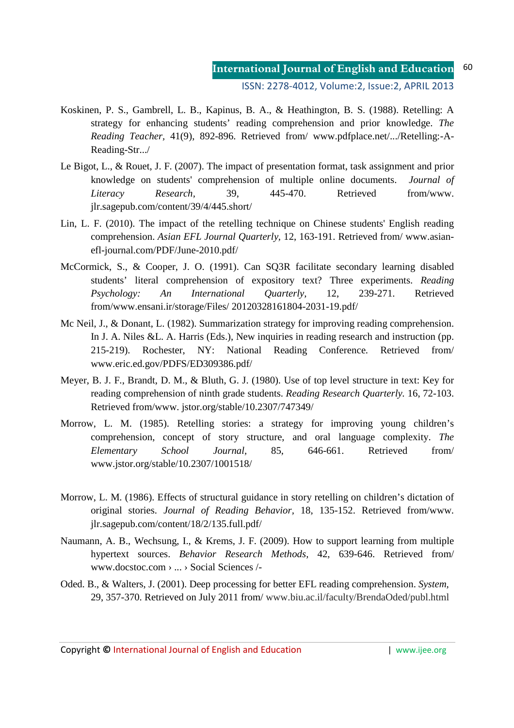Koskinen, P. S., Gambrell, L. B., Kapinus, B. A., & Heathington, B. S. (1988). Retelling: A strategy for enhancing students' reading comprehension and prior knowledge. *The Reading Teacher*, 41(9), 892-896. Retrieved from/ www.pdfplace.net/.../Retelling:-A-Reading-Str.../

Le Bigot, L., & Rouet, J. F. (2007). The impact of presentation format, task assignment and prior knowledge on students' comprehension of multiple online documents. *Journal of Literacy Research*, 39, 445-470. Retrieved from/www. jlr.sagepub.com/content/39/4/445.short/

Lin, L. F. (2010). The impact of the retelling technique on Chinese students' English reading comprehension. *Asian EFL Journal Quarterly*, 12, 163-191. Retrieved from/ www.asian-efl-journal.com/PDF/June-2010.pdf/

McCormick, S., & Cooper, J. O. (1991). Can SQ3R facilitate secondary learning disabled students' literal comprehension of expository text? Three experiments. *Reading Psychology: An International Quarterly*, 12, 239-271. Retrieved from/www.ensani.ir/storage/Files/ 20120328161804-2031-19.pdf/

Mc Neil, J., & Donant, L. (1982). Summarization strategy for improving reading comprehension. In J. A. Niles &L. A. Harris (Eds.), New inquiries in reading research and instruction (pp. 215-219). Rochester, NY: National Reading Conference. Retrieved from/ www.eric.ed.gov/PDFS/ED309386.pdf/

Meyer, B. J. F., Brandt, D. M., & Bluth, G. J. (1980). Use of top level structure in text: Key for reading comprehension of ninth grade students. *Reading Research Quarterly*. 16, 72-103. Retrieved from/www. jstor.org/stable/10.2307/747349/

Morrow, L. M. (1985). Retelling stories: a strategy for improving young children's comprehension, concept of story structure, and oral language complexity. *The Elementary School Journal*, 85, 646-661. Retrieved from/ www.jstor.org/stable/10.2307/1001518/

Morrow, L. M. (1986). Effects of structural guidance in story retelling on children's dictation of original stories. *Journal of Reading Behavior*, 18, 135-152. Retrieved from/www. jlr.sagepub.com/content/18/2/135.full.pdf/

Naumann, A. B., Wechsung, I., & Krems, J. F. (2009). How to support learning from multiple hypertext sources. *Behavior Research Methods*, 42, 639-646. Retrieved from/ www.docstoc.com › ... › Social Sciences /-

Oded. B., & Walters, J. (2001). Deep processing for better EFL reading comprehension. *System*, 29, 357-370. Retrieved on July 2011 from/ www.biu.ac.il/faculty/BrendaOded/publ.html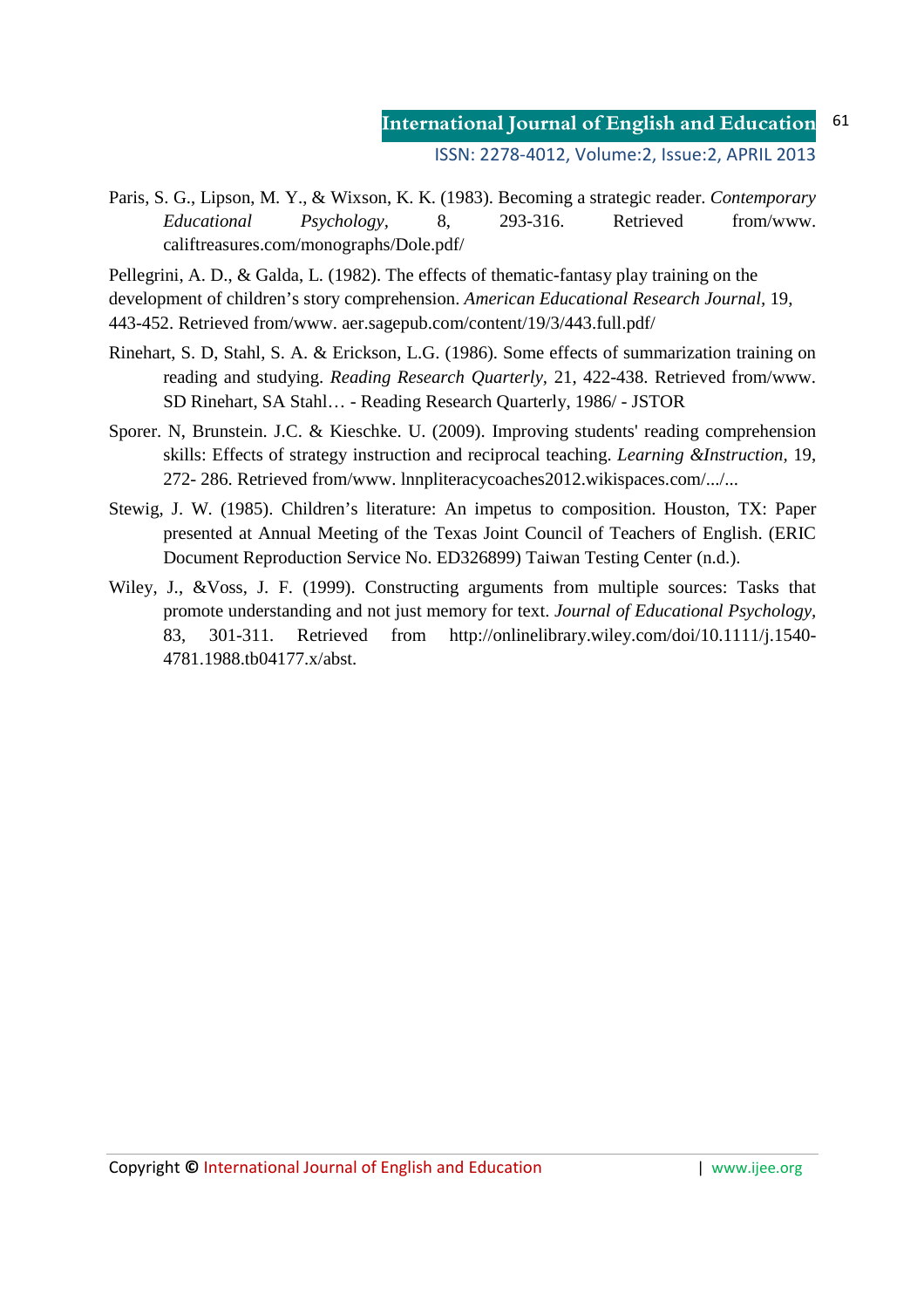Paris, S. G., Lipson, M. Y., & Wixson, K. K. (1983). Becoming a strategic reader. *Contemporary Educational Psychology*, 8, 293-316. Retrieved from/www. califtreasures.com/monographs/Dole.pdf/

Pellegrini, A. D., & Galda, L. (1982). The effects of thematic-fantasy play training on the development of children's story comprehension. *American Educational Research Journal*, 19, 443-452. Retrieved from/www. aer.sagepub.com/content/19/3/443.full.pdf/

Rinehart, S. D, Stahl, S. A. & Erickson, L.G. (1986). Some effects of summarization training on reading and studying. *Reading Research Quarterly*, 21, 422-438. Retrieved from/www. SD Rinehart, SA Stahl… - Reading Research Quarterly, 1986/ - JSTOR

Sporer. N, Brunstein. J.C. & Kieschke. U. (2009). Improving students' reading comprehension skills: Effects of strategy instruction and reciprocal teaching. *Learning &Instruction*, 19, 272- 286. Retrieved from/www. lnnpliteracycoaches2012.wikispaces.com/.../...

Stewig, J. W. (1985). Children's literature: An impetus to composition. Houston, TX: Paper presented at Annual Meeting of the Texas Joint Council of Teachers of English. (ERIC Document Reproduction Service No. ED326899) Taiwan Testing Center (n.d.).

Wiley, J., &Voss, J. F. (1999). Constructing arguments from multiple sources: Tasks that promote understanding and not just memory for text. *Journal of Educational Psychology*, 83, 301-311. Retrieved from http://onlinelibrary.wiley.com/doi/10.1111/j.1540-4781.1988.tb04177.x/abst.